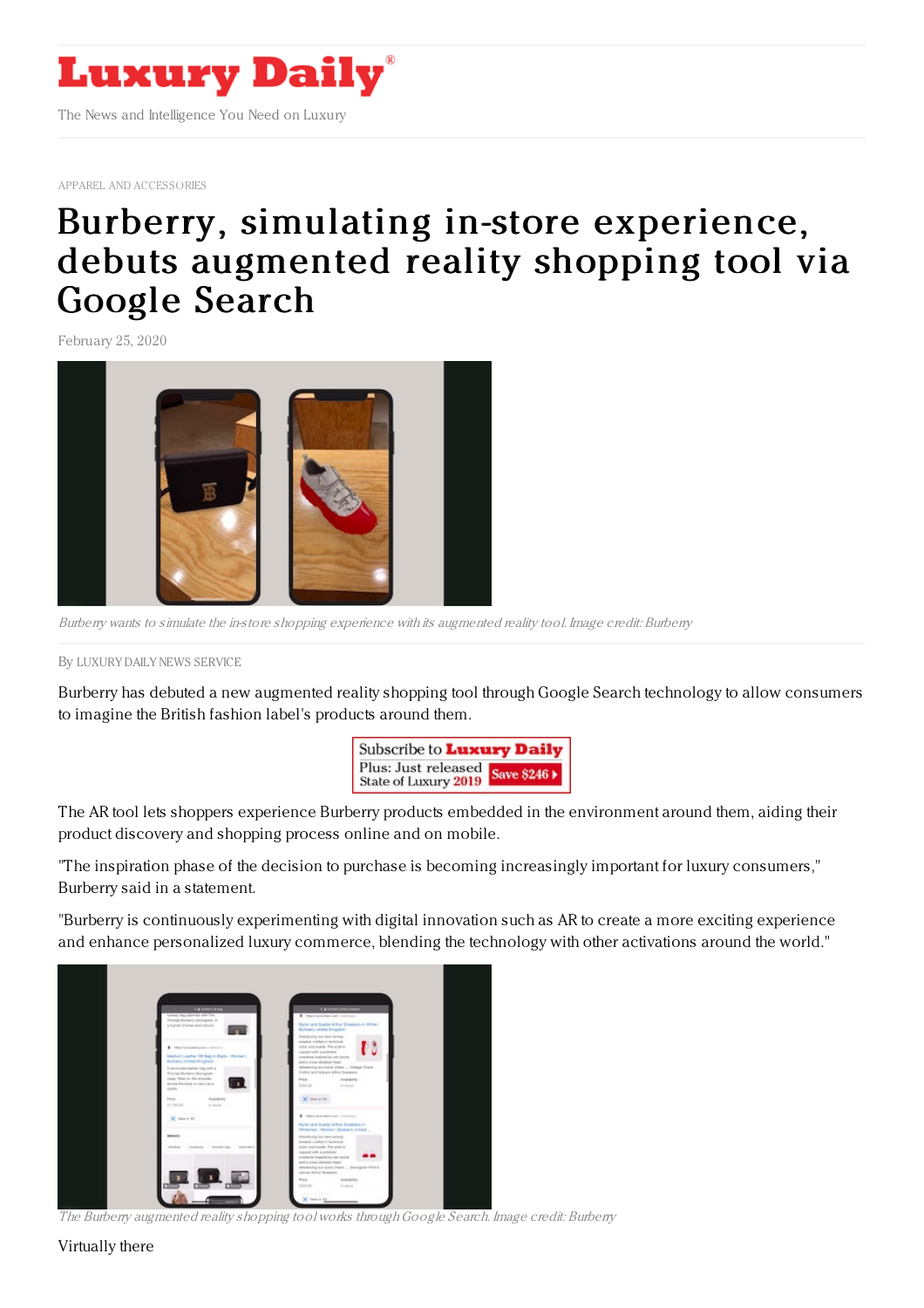APPAREL AND ACCESSORIES

# Burberry, simulating in-store experience, debuts augmented reality shopping tool via Google Search

February 25, 2020

*Burberry wants to simulate the in-store shopping experience with its augmented reality tool. Image credit: Burberry*

By LUXURY DAILY NEWS SERVICE

Burberry has debuted a new augmented reality shopping tool through Google Search technology to allow consumers to imagine the British fashion label's products around them.

The AR tool lets shoppers experience Burberry products embedded in the environment around them, aiding their product discovery and shopping process online and on mobile.

"The inspiration phase of the decision to purchase is becoming increasingly important for luxury consumers," Burberry said in a statement.

"Burberry is continuously experimenting with digital innovation such as AR to create a more exciting experience and enhance personalized luxury commerce, blending the technology with other activations around the world."

*The Burberry augmented reality shopping tool works through Google Search. Image credit: Burberry*

Virtually there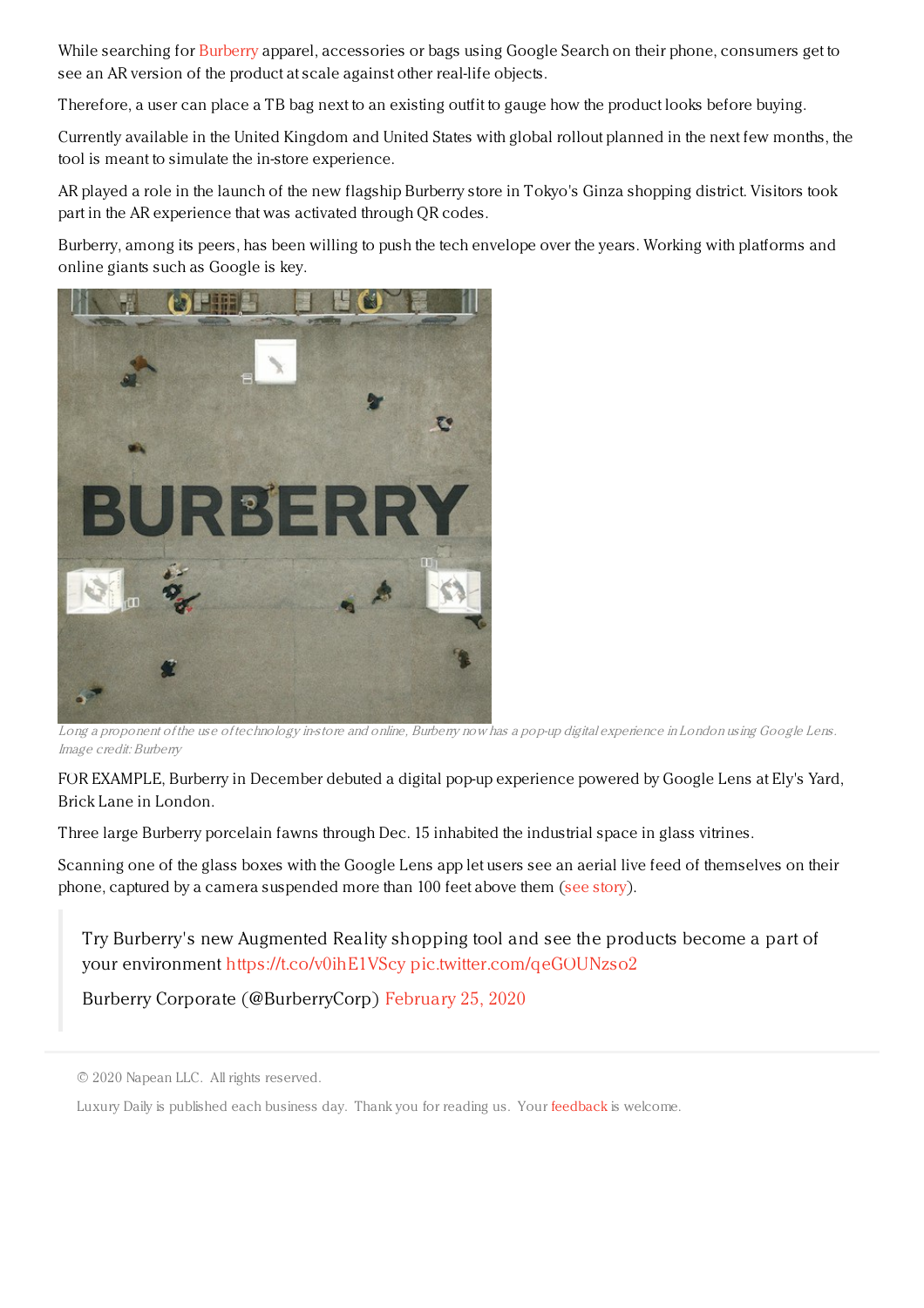While searching for Burberry apparel, accessories or bags using Google Search on their phone, consumers get to see an AR version of the product at scale against other real-life objects.

Therefore, a user can place a TB bag next to an existing outfit to gauge how the product looks before buying.

Currently available in the United Kingdom and United States with global rollout planned in the next few months, the tool is meant to simulate the in-store experience.

AR played a role in the launch of the new flagship Burberry store in Tokyo's Ginza shopping district. Visitors took part in the AR experience that was activated through QR codes.

Burberry, among its peers, has been willing to push the tech envelope over the years. Working with platforms and online giants such as Google is key.

*Long a proponent of the use of technology in-store and online, Burberry now has a pop-up digital experience in London using Google Lens. Image credit: Burberry*

FOR EXAMPLE, Burberry in December debuted a digital pop-up experience powered by Google Lens at Ely's Yard, Brick Lane in London.

Three large Burberry porcelain fawns through Dec. 15 inhabited the industrial space in glass vitrines.

Scanning one of the glass boxes with the Google Lens app let users see an aerial live feed of themselves on their phone, captured by a camera suspended more than 100 feet above them (see story).

> Try Burberry's new Augmented Reality shopping tool and see the products become a part of your environment https://t.co/v0ihE1VScy pic.twitter.com/qeGOUNzso2
>
> Burberry Corporate (@BurberryCorp) February 25, 2020

© 2020 Napean LLC. All rights reserved.

Luxury Daily is published each business day. Thank you for reading us. Your feedback is welcome.